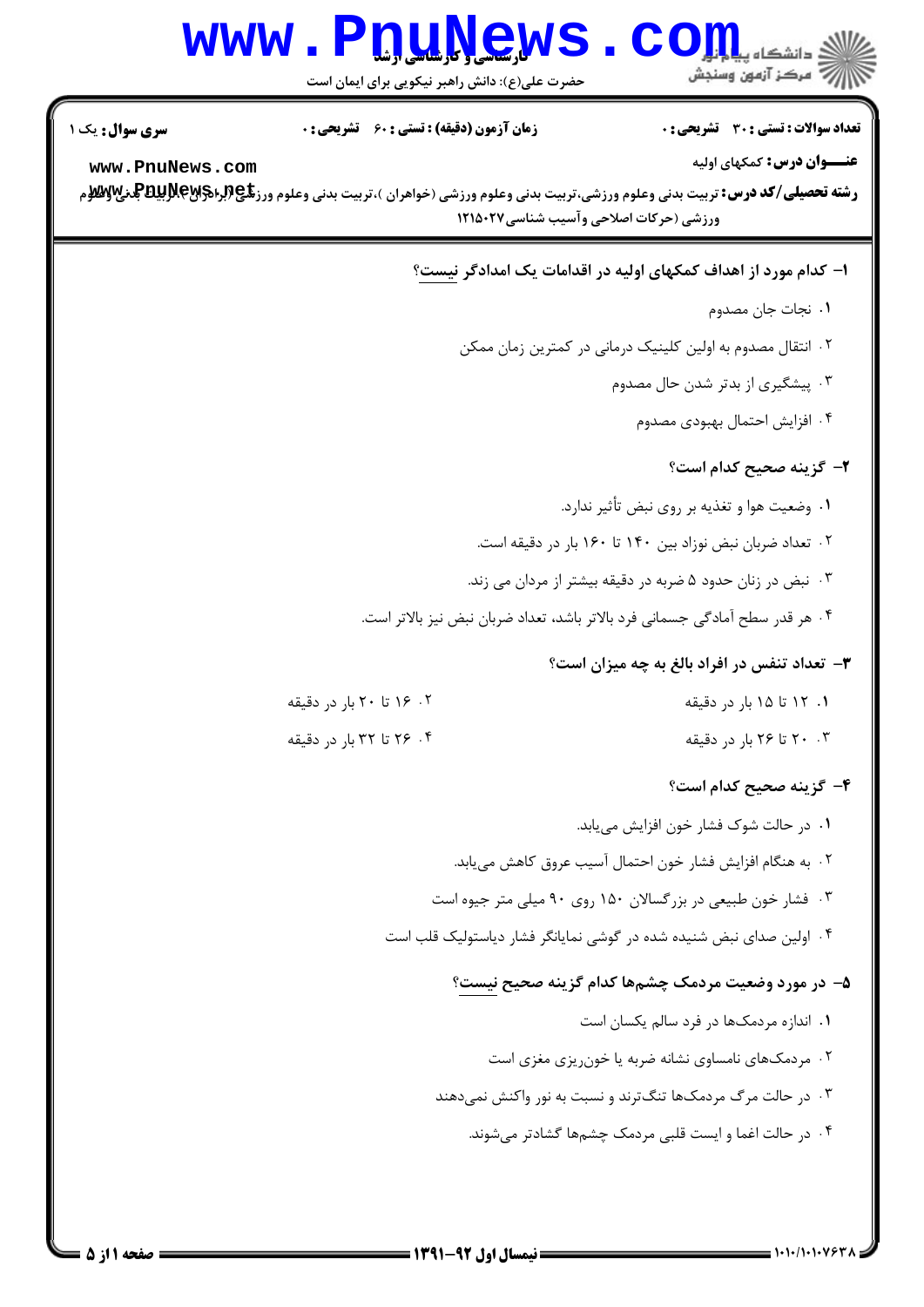**سری سوال:** یک ۱

**زمان آزمون (دقیقه) : تستی : ۶۰ تشریحی : ۰**

**تعداد سوالات : تستی : ۳۰ تشریحی : ۰**

**عنـــوان درس:** کمکهای اولیه

**رشته تحصیلی/کد درس:** تربیت بدنی وعلوم ورزشی،تربیت بدنی وعلوم ورزشی (خواهران )،تربیت بدنی وعلوم ورزشی (برادران )،تربیت بدنی وعلوم ورزشی (حرکات اصلاحی وآسیب شناسی۱۲۱۵۰۲۷

۱- کدام مورد از اهداف کمکهای اولیه در اقدامات یک امدادگر نیست؟

۱. نجات جان مصدوم

۲. انتقال مصدوم به اولین کلینیک درمانی در کمترین زمان ممکن

۳. پیشگیری از بدتر شدن حال مصدوم

۴. افزایش احتمال بهبودی مصدوم

۲- گزینه صحیح کدام است؟

۱. وضعیت هوا و تغذیه بر روی نبض تأثیر ندارد.

۲. تعداد ضربان نبض نوزاد بین ۱۴۰ تا ۱۶۰ بار در دقیقه است.

۳. نبض در زنان حدود ۵ ضربه در دقیقه بیشتر از مردان می زند.

۴. هر قدر سطح آمادگی جسمانی فرد بالاتر باشد، تعداد ضربان نبض نیز بالاتر است.

۳- تعداد تنفس در افراد بالغ به چه میزان است؟

۱. ۱۲ تا ۱۵ بار در دقیقه

۲. ۱۶ تا ۲۰ بار در دقیقه

۳. ۲۰ تا ۲۶ بار در دقیقه

۴. ۲۶ تا ۳۲ بار در دقیقه

۴- گزینه صحیح کدام است؟

۱. در حالت شوک فشار خون افزایش می‌یابد.

۲. به هنگام افزایش فشار خون احتمال آسیب عروق کاهش می‌یابد.

۳. فشار خون طبیعی در بزرگسالان ۱۵۰ روی ۹۰ میلی متر جیوه است

۴. اولین صدای نبض شنیده شده در گوشی نمایانگر فشار دیاستولیک قلب است

۵- در مورد وضعیت مردمک چشم‌ها کدام گزینه صحیح نیست؟

۱. اندازه مردمک‌ها در فرد سالم یکسان است

۲. مردمک‌های نامساوی نشانه ضربه یا خون‌ریزی مغزی است

۳. در حالت مرگ مردمک‌ها تنگ‌ترند و نسبت به نور واکنش نمی‌دهند

۴. در حالت اغما و ایست قلبی مردمک چشم‌ها گشادتر می‌شوند.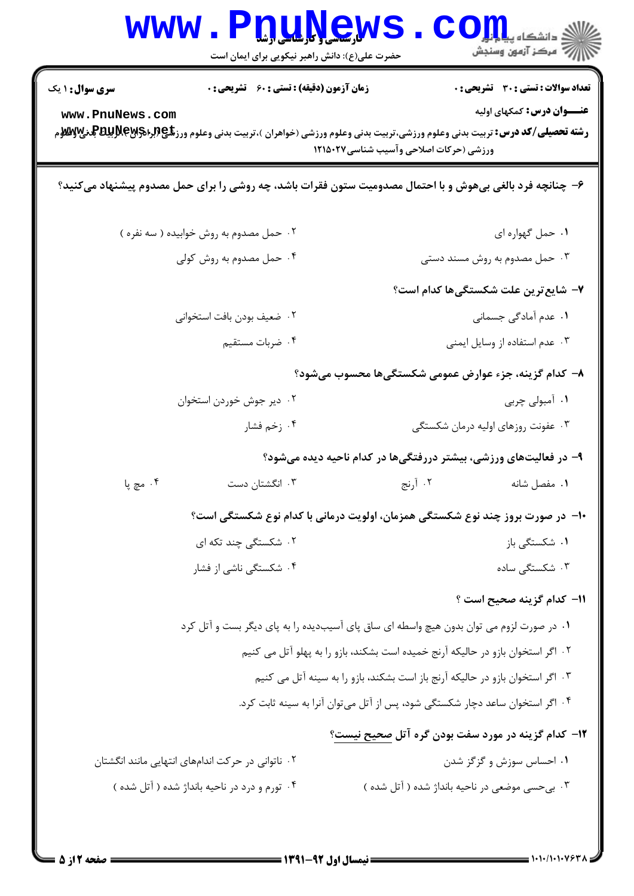**سری سوال:** ۱ یک

**زمان آزمون (دقیقه) : تستی :** ۶۰ **تشریحی :** ۰

**تعداد سوالات : تستی :** ۳۰ **تشریحی :** ۰

**عنـــوان درس:** کمکهای اولیه

**رشته تحصیلی/کد درس:** تربیت بدنی وعلوم ورزشی،تربیت بدنی وعلوم ورزشی (خواهران )،تربیت بدنی وعلوم ورزشی (برادران )،تربیت بدنی وعلوم ورزشی (حرکات اصلاحی وآسیب شناسی۱۲۱۵۰۲۷

۶- چنانچه فرد بالغی بی‌هوش و با احتمال مصدومیت ستون فقرات باشد، چه روشی را برای حمل مصدوم پیشنهاد می‌کنید؟

۱. حمل گهواره ای

۲. حمل مصدوم به روش خوابیده ( سه نفره )

۳. حمل مصدوم به روش مسند دستی

۴. حمل مصدوم به روش کولی

۷- شایع‌ترین علت شکستگی‌ها کدام است؟

۱. عدم آمادگی جسمانی

۲. ضعیف بودن بافت استخوانی

۳. عدم استفاده از وسایل ایمنی

۴. ضربات مستقیم

۸- کدام گزینه، جزء عوارض عمومی شکستگی‌ها محسوب می‌شود؟

۱. آمبولی چربی

۲. دیر جوش خوردن استخوان

۳. عفونت روزهای اولیه درمان شکستگی

۴. زخم فشار

۹- در فعالیت‌های ورزشی، بیشتر دررفتگی‌ها در کدام ناحیه دیده می‌شود؟

۱. مفصل شانه

۲. آرنج

۳. انگشتان دست

۴. مچ پا

۱۰- در صورت بروز چند نوع شکستگی همزمان، اولویت درمانی با کدام نوع شکستگی است؟

۱. شکستگی باز

۲. شکستگی چند تکه ای

۳. شکستگی ساده

۴. شکستگی ناشی از فشار

۱۱- کدام گزینه صحیح است ؟

۱. در صورت لزوم می توان بدون هیچ واسطه ای ساق پای آسیب‌دیده را به پای دیگر بست و آتل کرد

۲. اگر استخوان بازو در حالیکه آرنج خمیده است بشکند، بازو را به پهلو آتل می کنیم

۳. اگر استخوان بازو در حالیکه آرنج باز است بشکند، بازو را به سینه آتل می کنیم

۴. اگر استخوان ساعد دچار شکستگی شود، پس از آتل می‌توان آنرا به سینه ثابت کرد.

۱۲- کدام گزینه در مورد سفت بودن گره آتل صحیح نیست؟

۱. احساس سوزش و گزگز شدن

۲. ناتوانی در حرکت اندام‌های انتهایی مانند انگشتان

۳. بی‌حسی موضعی در ناحیه بانداژ شده ( آتل شده )

۴. تورم و درد در ناحیه بانداژ شده ( آتل شده )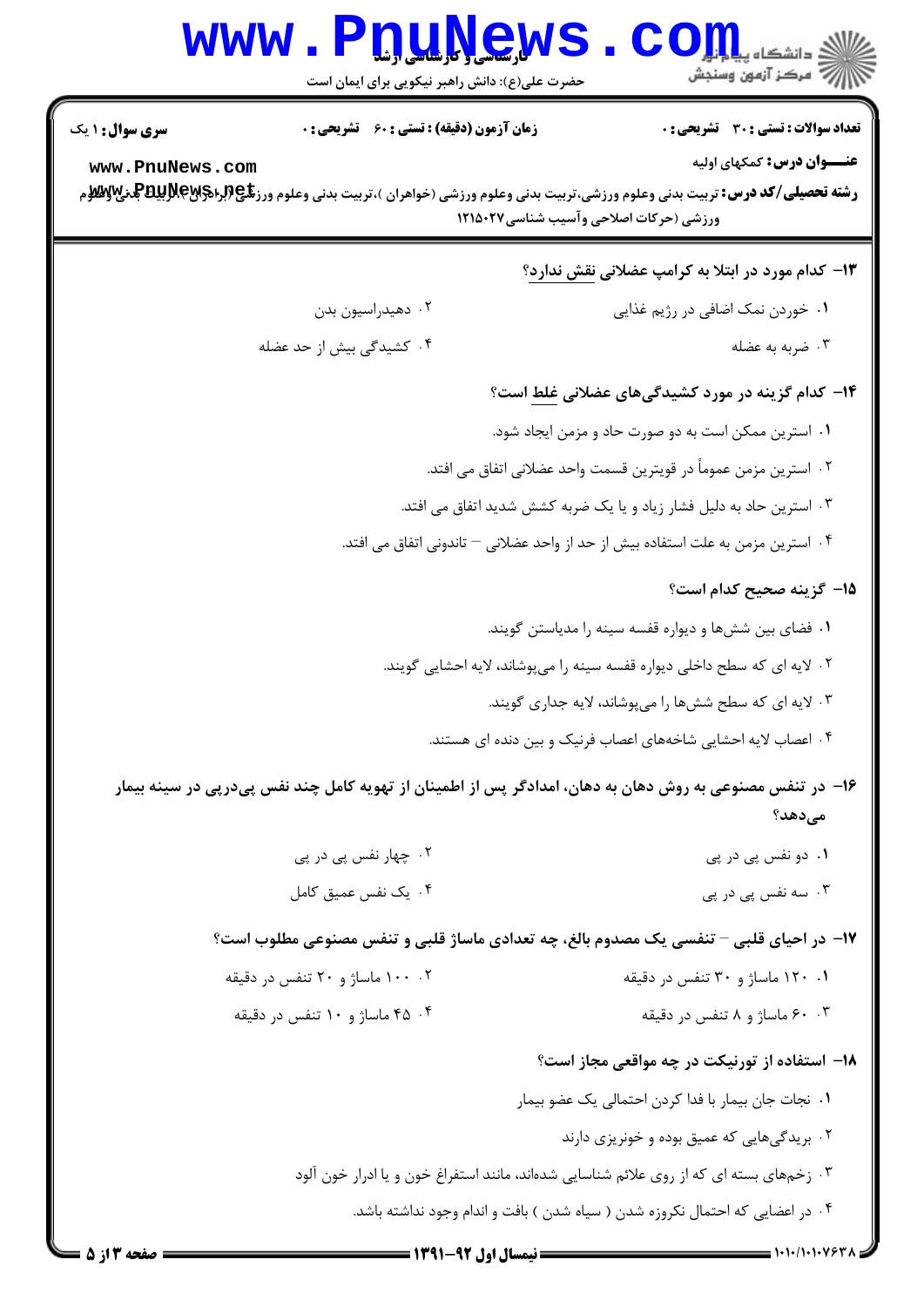**۱۳- کدام مورد در ابتلا به کرامپ عضلانی نقش ندارد؟**

۱. خوردن نمک اضافی در رژیم غذایی

۲. دهیدراسیون بدن

۳. ضربه به عضله

۴. کشیدگی بیش از حد عضله

**۱۴- کدام گزینه در مورد کشیدگی‌های عضلانی غلط است؟**

۱. استرین ممکن است به دو صورت حاد و مزمن ایجاد شود.

۲. استرین مزمن عموماً در قویترین قسمت واحد عضلانی اتفاق می افتد.

۳. استرین حاد به دلیل فشار زیاد و یا یک ضربه کشش شدید اتفاق می افتد.

۴. استرین مزمن به علت استفاده بیش از حد از واحد عضلانی – تاندونی اتفاق می افتد.

**۱۵- گزینه صحیح کدام است؟**

۱. فضای بین شش‌ها و دیواره قفسه سینه را مدیاستن گویند.

۲. لایه ای که سطح داخلی دیواره قفسه سینه را می‌پوشاند، لایه احشایی گویند.

۳. لایه ای که سطح شش‌ها را می‌پوشاند، لایه جداری گویند.

۴. اعصاب لایه احشایی شاخه‌های اعصاب فرنیک و بین دنده ای هستند.

**۱۶- در تنفس مصنوعی به روش دهان به دهان، امدادگر پس از اطمینان از تهویه کامل چند نفس پی‌درپی در سینه بیمار می‌دهد؟**

۱. دو نفس پی در پی

۲. چهار نفس پی در پی

۳. سه نفس پی در پی

۴. یک نفس عمیق کامل

**۱۷- در احیای قلبی – تنفسی یک مصدوم بالغ، چه تعدادی ماساژ قلبی و تنفس مصنوعی مطلوب است؟**

۱. ۱۲۰ ماساژ و ۳۰ تنفس در دقیقه

۲. ۱۰۰ ماساژ و ۲۰ تنفس در دقیقه

۳. ۶۰ ماساژ و ۸ تنفس در دقیقه

۴. ۴۵ ماساژ و ۱۰ تنفس در دقیقه

**۱۸- استفاده از تورنیکت در چه مواقعی مجاز است؟**

۱. نجات جان بیمار با فدا کردن احتمالی یک عضو بیمار

۲. بریدگی‌هایی که عمیق بوده و خونریزی دارند

۳. زخم‌های بسته ای که از روی علائم شناسایی شده‌اند، مانند استفراغ خون و یا ادرار خون آلود

۴. در اعضایی که احتمال نکروزه شدن ( سیاه شدن ) بافت و اندام وجود نداشته باشد.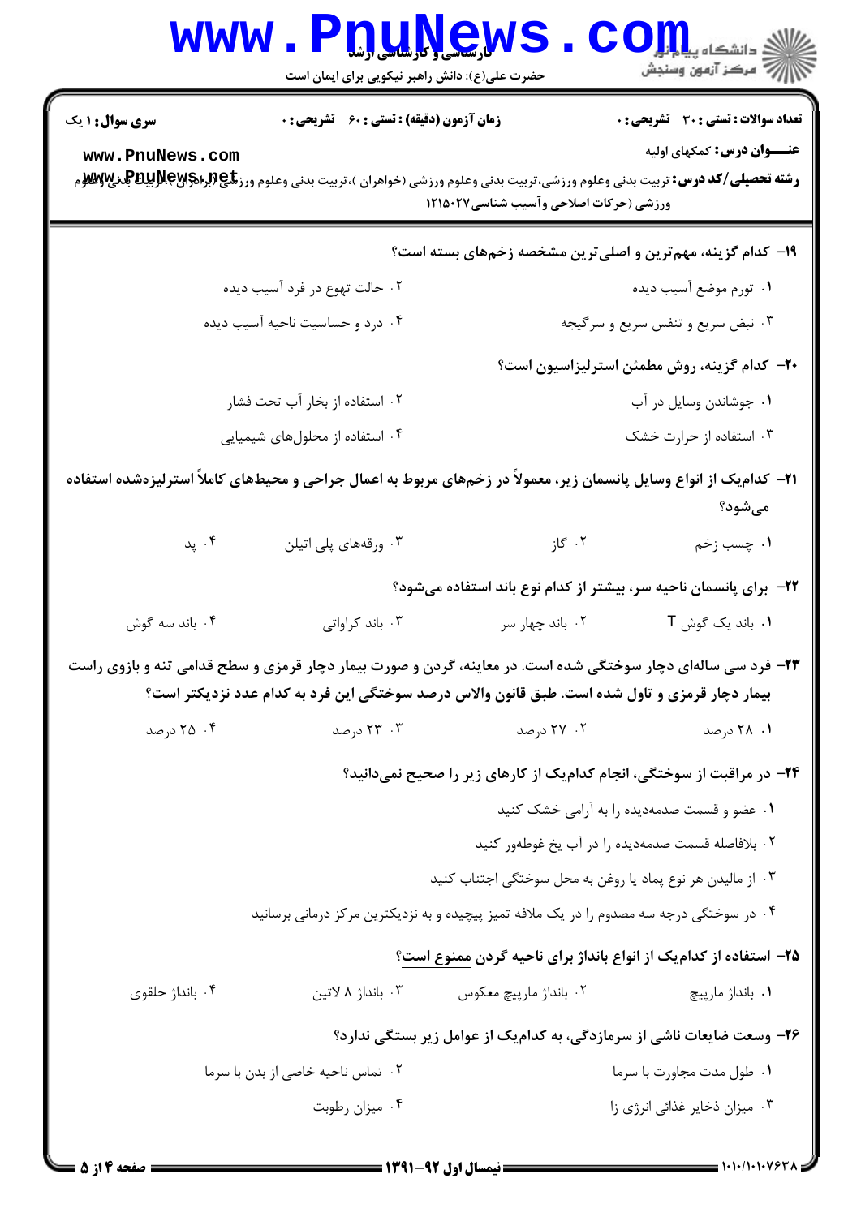سری سوال: ۱ یک | زمان آزمون (دقیقه): تستی: ۶۰ تشریحی: ۰ | تعداد سوالات: تستی: ۳۰ تشریحی: ۰

**عنـــوان درس:** کمکهای اولیه

**رشته تحصیلی/کد درس:** تربیت بدنی وعلوم ورزشی،تربیت بدنی وعلوم ورزشی (خواهران )،تربیت بدنی وعلوم ورزشی (برادران )،تربیت بدنی وعلوم ورزشی (حرکات اصلاحی وآسیب شناسی۱۲۱۵۰۲۷

**۱۹- کدام گزینه، مهم‌ترین و اصلی‌ترین مشخصه زخم‌های بسته است؟**

۱. تورم موضع آسیب دیده

۲. حالت تهوع در فرد آسیب دیده

۳. نبض سریع و تنفس سریع و سرگیجه

۴. درد و حساسیت ناحیه آسیب دیده

**۲۰- کدام گزینه، روش مطمئن استرلیزاسیون است؟**

۱. جوشاندن وسایل در آب

۲. استفاده از بخار آب تحت فشار

۳. استفاده از حرارت خشک

۴. استفاده از محلول‌های شیمیایی

**۲۱- کدام‌یک از انواع وسایل پانسمان زیر، معمولاً در زخم‌های مربوط به اعمال جراحی و محیط‌های کاملاً استرلیزه‌شده استفاده می‌شود؟**

۱. چسب زخم

۲. گاز

۳. ورقه‌های پلی اتیلن

۴. پد

**۲۲- برای پانسمان ناحیه سر، بیشتر از کدام نوع باند استفاده می‌شود؟**

۱. باند یک گوش T

۲. باند چهار سر

۳. باند کراواتی

۴. باند سه گوش

**۲۳- فرد سی ساله‌ای دچار سوختگی شده است. در معاینه، گردن و صورت بیمار دچار قرمزی و سطح قدامی تنه و بازوی راست بیمار دچار قرمزی و تاول شده است. طبق قانون والاس درصد سوختگی این فرد به کدام عدد نزدیکتر است؟**

۱. ۲۸ درصد

۲. ۲۷ درصد

۳. ۲۳ درصد

۴. ۲۵ درصد

**۲۴- در مراقبت از سوختگی، انجام کدام‌یک از کارهای زیر را صحیح نمی‌دانید؟**

۱. عضو و قسمت صدمه‌دیده را به آرامی خشک کنید

۲. بلافاصله قسمت صدمه‌دیده را در آب یخ غوطه‌ور کنید

۳. از مالیدن هر نوع پماد یا روغن به محل سوختگی اجتناب کنید

۴. در سوختگی درجه سه مصدوم را در یک ملافه تمیز پیچیده و به نزدیکترین مرکز درمانی برسانید

**۲۵- استفاده از کدام‌یک از انواع بانداژ برای ناحیه گردن ممنوع است؟**

۱. بانداژ مارپیچ

۲. بانداژ مارپیچ معکوس

۳. بانداژ ۸ لاتین

۴. بانداژ حلقوی

**۲۶- وسعت ضایعات ناشی از سرمازدگی، به کدام‌یک از عوامل زیر بستگی ندارد؟**

۱. طول مدت مجاورت با سرما

۲. تماس ناحیه خاصی از بدن با سرما

۳. میزان ذخایر غذائی انرژی زا

۴. میزان رطوبت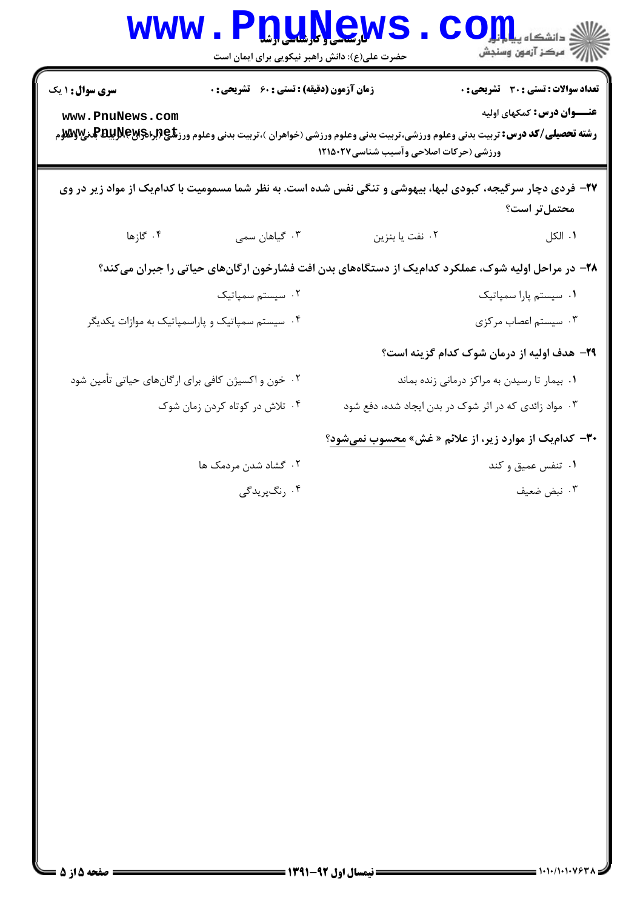**سری سوال:** ۱ یک

**زمان آزمون (دقیقه) : تستی :** ۶۰ **تشریحی :** ۰

**تعداد سوالات : تستی :** ۳۰ **تشریحی :** ۰

**عنـــوان درس:** کمکهای اولیه

**رشته تحصیلی/کد درس:** تربیت بدنی وعلوم ورزشی،تربیت بدنی وعلوم ورزشی (خواهران )،تربیت بدنی وعلوم ورزشی (برادران )،تربیت بدنی وعلوم ورزشی (حرکات اصلاحی وآسیب شناسی۱۲۱۵۰۲۷

**۲۷- فردی دچار سرگیجه، کبودی لبها، بیهوشی و تنگی نفس شده است. به نظر شما مسمومیت با کدام‌یک از مواد زیر در وی محتمل‌تر است؟**

۱. الکل

۲. نفت یا بنزین

۳. گیاهان سمی

۴. گازها

**۲۸- در مراحل اولیه شوک، عملکرد کدام‌یک از دستگاه‌های بدن افت فشارخون ارگان‌های حیاتی را جبران می‌کند؟**

۱. سیستم پارا سمپاتیک

۲. سیستم سمپاتیک

۳. سیستم اعصاب مرکزی

۴. سیستم سمپاتیک و پاراسمپاتیک به موازات یکدیگر

**۲۹- هدف اولیه از درمان شوک کدام گزینه است؟**

۱. بیمار تا رسیدن به مراکز درمانی زنده بماند

۲. خون و اکسیژن کافی برای ارگان‌های حیاتی تأمین شود

۳. مواد زائدی که در اثر شوک در بدن ایجاد شده، دفع شود

۴. تلاش در کوتاه کردن زمان شوک

**۳۰- کدام‌یک از موارد زیر، از علائم « غش» محسوب نمی‌شود؟**

۱. تنفس عمیق و کند

۲. گشاد شدن مردمک ها

۳. نبض ضعیف

۴. رنگ‌پریدگی